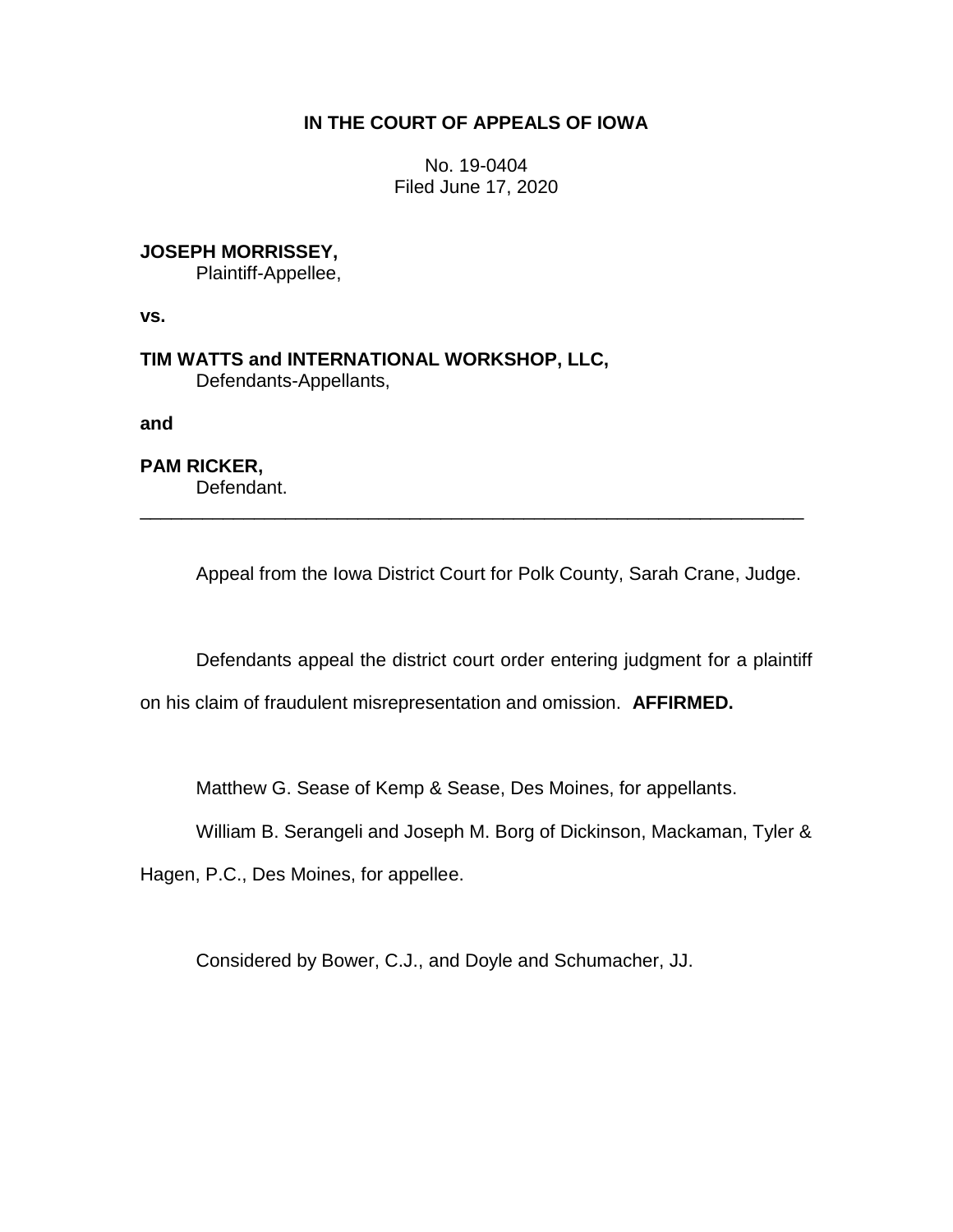# IN THE COURT OF APPEALS OF IOWA

No. 19-0404
Filed June 17, 2020

**JOSEPH MORRISSEY,**
Plaintiff-Appellee,

**vs.**

**TIM WATTS and INTERNATIONAL WORKSHOP, LLC,**
Defendants-Appellants,

**and**

**PAM RICKER,**
Defendant.

---

Appeal from the Iowa District Court for Polk County, Sarah Crane, Judge.

Defendants appeal the district court order entering judgment for a plaintiff on his claim of fraudulent misrepresentation and omission. **AFFIRMED.**

Matthew G. Sease of Kemp & Sease, Des Moines, for appellants.

William B. Serangeli and Joseph M. Borg of Dickinson, Mackaman, Tyler & Hagen, P.C., Des Moines, for appellee.

Considered by Bower, C.J., and Doyle and Schumacher, JJ.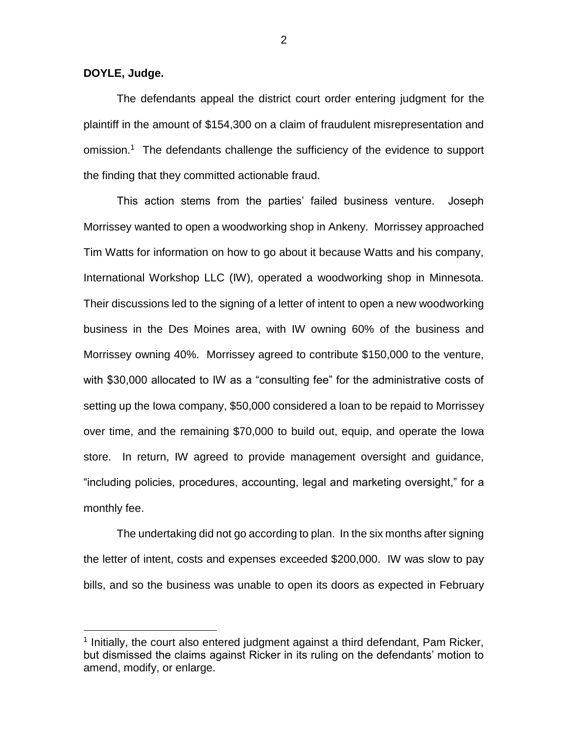**DOYLE, Judge.**

The defendants appeal the district court order entering judgment for the plaintiff in the amount of $154,300 on a claim of fraudulent misrepresentation and omission.[1] The defendants challenge the sufficiency of the evidence to support the finding that they committed actionable fraud.

This action stems from the parties' failed business venture. Joseph Morrissey wanted to open a woodworking shop in Ankeny. Morrissey approached Tim Watts for information on how to go about it because Watts and his company, International Workshop LLC (IW), operated a woodworking shop in Minnesota. Their discussions led to the signing of a letter of intent to open a new woodworking business in the Des Moines area, with IW owning 60% of the business and Morrissey owning 40%. Morrissey agreed to contribute $150,000 to the venture, with $30,000 allocated to IW as a "consulting fee" for the administrative costs of setting up the Iowa company, $50,000 considered a loan to be repaid to Morrissey over time, and the remaining $70,000 to build out, equip, and operate the Iowa store. In return, IW agreed to provide management oversight and guidance, "including policies, procedures, accounting, legal and marketing oversight," for a monthly fee.

The undertaking did not go according to plan. In the six months after signing the letter of intent, costs and expenses exceeded $200,000. IW was slow to pay bills, and so the business was unable to open its doors as expected in February

[1] Initially, the court also entered judgment against a third defendant, Pam Ricker, but dismissed the claims against Ricker in its ruling on the defendants' motion to amend, modify, or enlarge.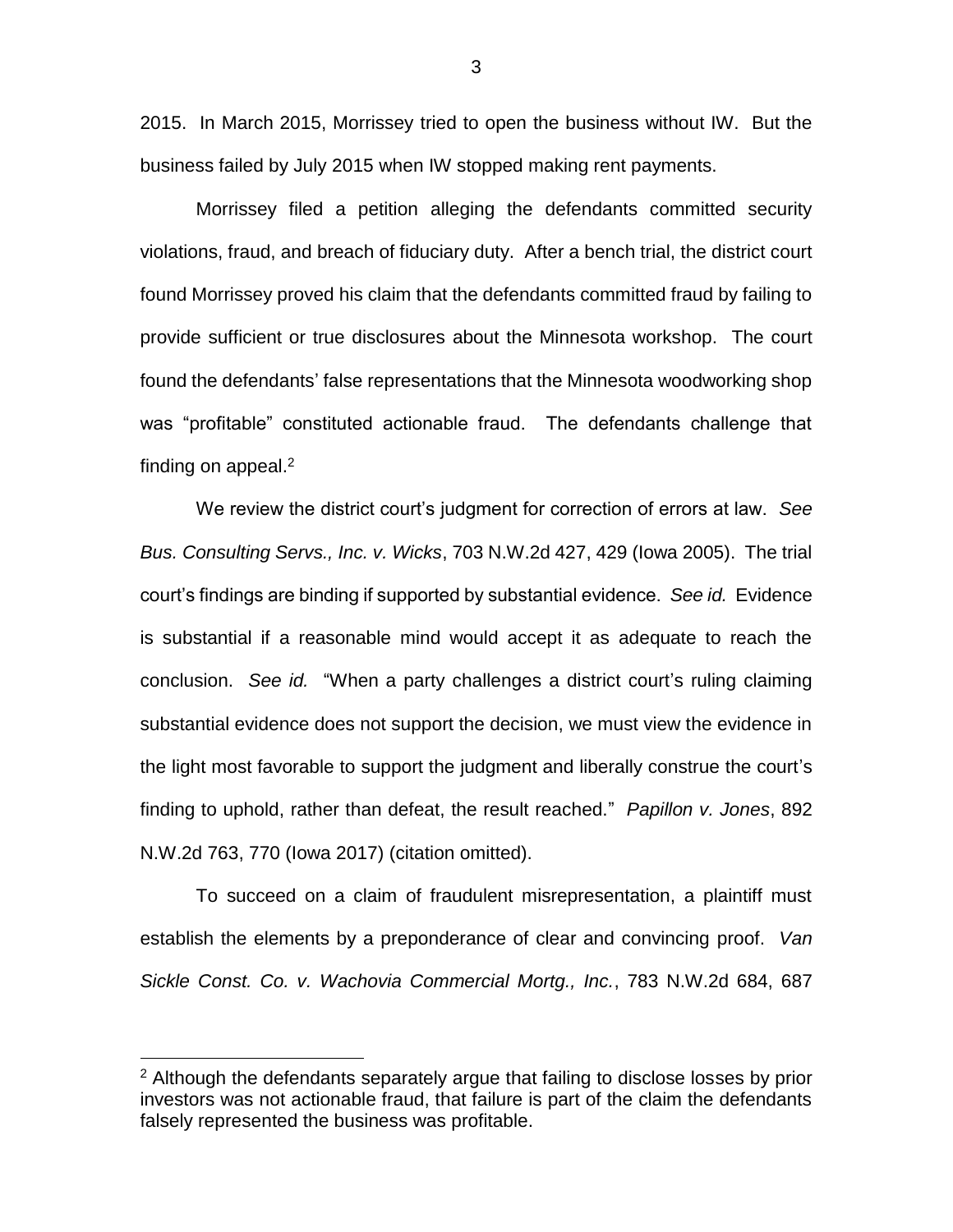2015. In March 2015, Morrissey tried to open the business without IW. But the business failed by July 2015 when IW stopped making rent payments.

Morrissey filed a petition alleging the defendants committed security violations, fraud, and breach of fiduciary duty. After a bench trial, the district court found Morrissey proved his claim that the defendants committed fraud by failing to provide sufficient or true disclosures about the Minnesota workshop. The court found the defendants' false representations that the Minnesota woodworking shop was "profitable" constituted actionable fraud. The defendants challenge that finding on appeal.[2]

We review the district court's judgment for correction of errors at law. *See Bus. Consulting Servs., Inc. v. Wicks*, 703 N.W.2d 427, 429 (Iowa 2005). The trial court's findings are binding if supported by substantial evidence. *See id.* Evidence is substantial if a reasonable mind would accept it as adequate to reach the conclusion. *See id.* "When a party challenges a district court's ruling claiming substantial evidence does not support the decision, we must view the evidence in the light most favorable to support the judgment and liberally construe the court's finding to uphold, rather than defeat, the result reached." *Papillon v. Jones*, 892 N.W.2d 763, 770 (Iowa 2017) (citation omitted).

To succeed on a claim of fraudulent misrepresentation, a plaintiff must establish the elements by a preponderance of clear and convincing proof. *Van Sickle Const. Co. v. Wachovia Commercial Mortg., Inc.*, 783 N.W.2d 684, 687

---

[2] Although the defendants separately argue that failing to disclose losses by prior investors was not actionable fraud, that failure is part of the claim the defendants falsely represented the business was profitable.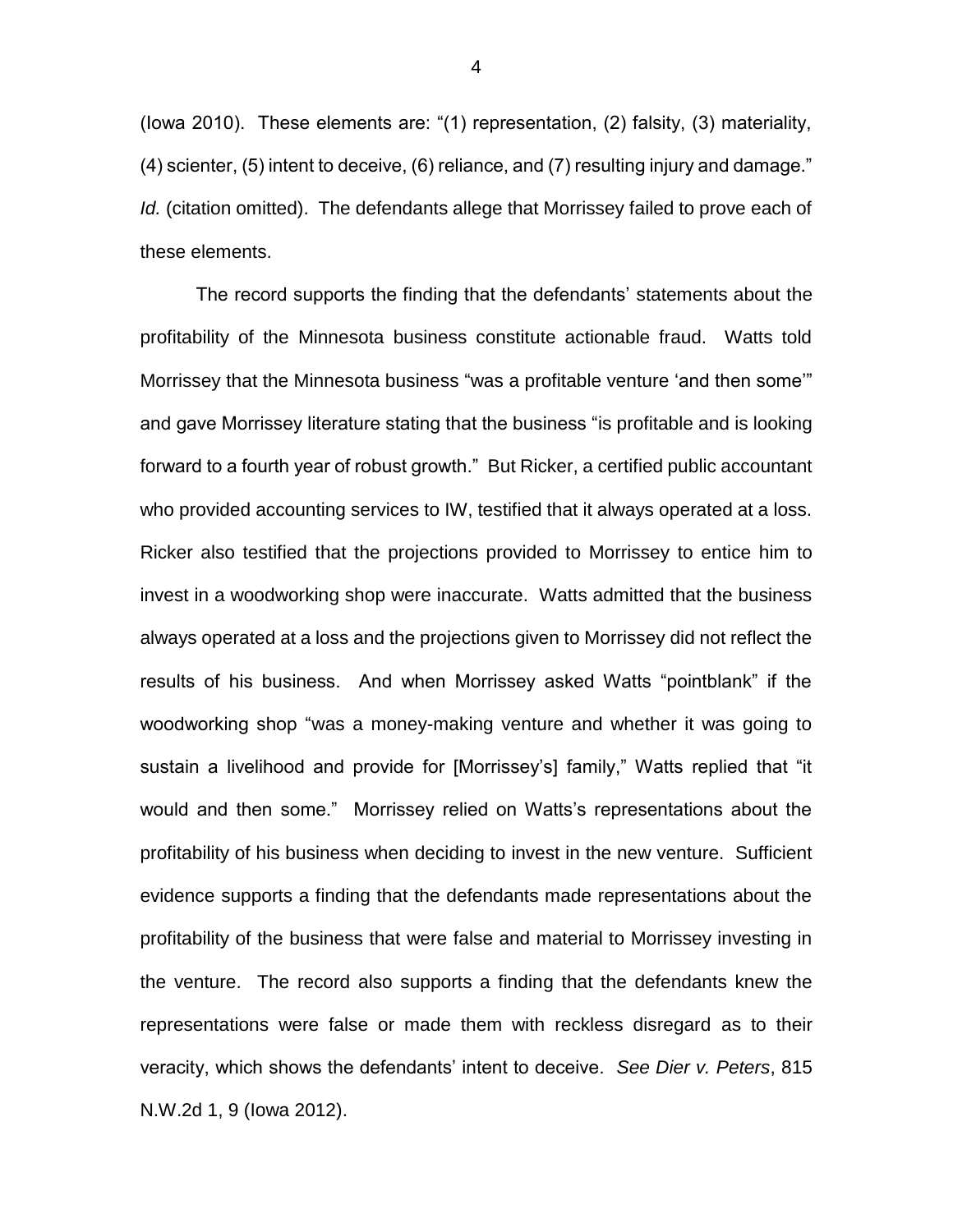(Iowa 2010). These elements are: "(1) representation, (2) falsity, (3) materiality, (4) scienter, (5) intent to deceive, (6) reliance, and (7) resulting injury and damage." *Id.* (citation omitted). The defendants allege that Morrissey failed to prove each of these elements.

The record supports the finding that the defendants' statements about the profitability of the Minnesota business constitute actionable fraud. Watts told Morrissey that the Minnesota business "was a profitable venture 'and then some'" and gave Morrissey literature stating that the business "is profitable and is looking forward to a fourth year of robust growth." But Ricker, a certified public accountant who provided accounting services to IW, testified that it always operated at a loss. Ricker also testified that the projections provided to Morrissey to entice him to invest in a woodworking shop were inaccurate. Watts admitted that the business always operated at a loss and the projections given to Morrissey did not reflect the results of his business. And when Morrissey asked Watts "pointblank" if the woodworking shop "was a money-making venture and whether it was going to sustain a livelihood and provide for [Morrissey's] family," Watts replied that "it would and then some." Morrissey relied on Watts's representations about the profitability of his business when deciding to invest in the new venture. Sufficient evidence supports a finding that the defendants made representations about the profitability of the business that were false and material to Morrissey investing in the venture. The record also supports a finding that the defendants knew the representations were false or made them with reckless disregard as to their veracity, which shows the defendants' intent to deceive. *See Dier v. Peters*, 815 N.W.2d 1, 9 (Iowa 2012).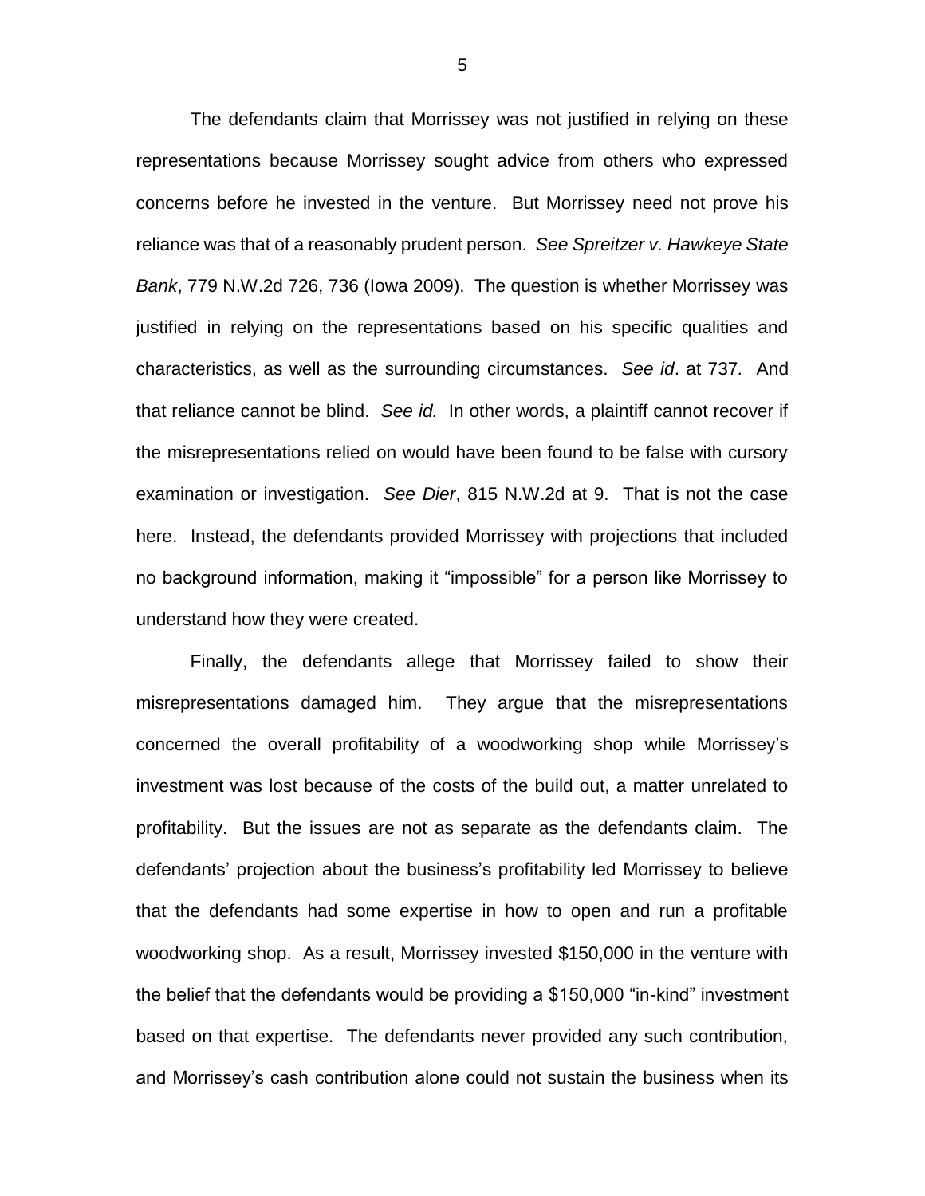The defendants claim that Morrissey was not justified in relying on these representations because Morrissey sought advice from others who expressed concerns before he invested in the venture. But Morrissey need not prove his reliance was that of a reasonably prudent person. *See Spreitzer v. Hawkeye State Bank*, 779 N.W.2d 726, 736 (Iowa 2009). The question is whether Morrissey was justified in relying on the representations based on his specific qualities and characteristics, as well as the surrounding circumstances. *See id*. at 737. And that reliance cannot be blind. *See id.* In other words, a plaintiff cannot recover if the misrepresentations relied on would have been found to be false with cursory examination or investigation. *See Dier*, 815 N.W.2d at 9. That is not the case here. Instead, the defendants provided Morrissey with projections that included no background information, making it "impossible" for a person like Morrissey to understand how they were created.

Finally, the defendants allege that Morrissey failed to show their misrepresentations damaged him. They argue that the misrepresentations concerned the overall profitability of a woodworking shop while Morrissey's investment was lost because of the costs of the build out, a matter unrelated to profitability. But the issues are not as separate as the defendants claim. The defendants' projection about the business's profitability led Morrissey to believe that the defendants had some expertise in how to open and run a profitable woodworking shop. As a result, Morrissey invested $150,000 in the venture with the belief that the defendants would be providing a $150,000 "in-kind" investment based on that expertise. The defendants never provided any such contribution, and Morrissey's cash contribution alone could not sustain the business when its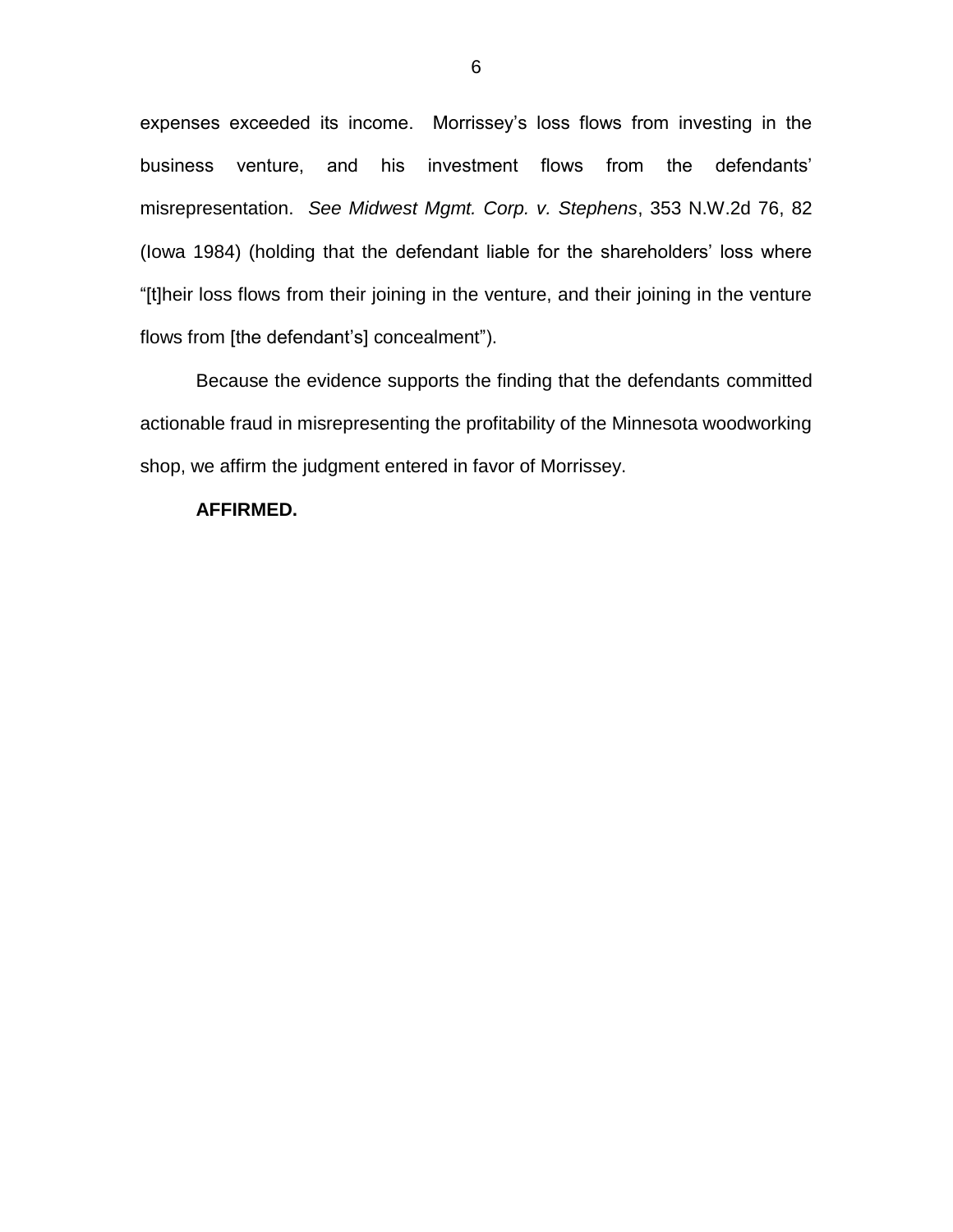expenses exceeded its income. Morrissey's loss flows from investing in the business venture, and his investment flows from the defendants' misrepresentation. *See Midwest Mgmt. Corp. v. Stephens*, 353 N.W.2d 76, 82 (Iowa 1984) (holding that the defendant liable for the shareholders' loss where "[t]heir loss flows from their joining in the venture, and their joining in the venture flows from [the defendant's] concealment").

Because the evidence supports the finding that the defendants committed actionable fraud in misrepresenting the profitability of the Minnesota woodworking shop, we affirm the judgment entered in favor of Morrissey.

**AFFIRMED.**